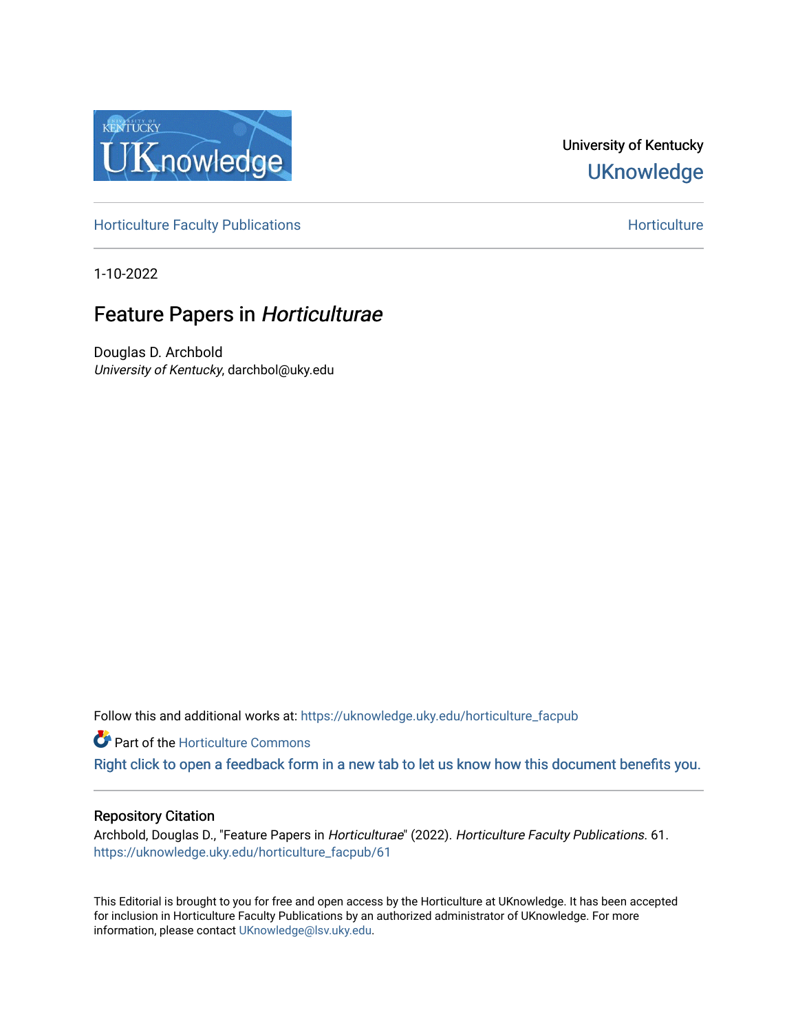University of Kentucky

UKnowledge

Horticulture Faculty Publications | Horticulture

1-10-2022

# Feature Papers in *Horticulturae*

Douglas D. Archbold
*University of Kentucky*, darchbol@uky.edu

Follow this and additional works at: https://uknowledge.uky.edu/horticulture_facpub

Part of the Horticulture Commons

Right click to open a feedback form in a new tab to let us know how this document benefits you.

## Repository Citation

Archbold, Douglas D., "Feature Papers in *Horticulturae*" (2022). *Horticulture Faculty Publications*. 61.
https://uknowledge.uky.edu/horticulture_facpub/61

This Editorial is brought to you for free and open access by the Horticulture at UKnowledge. It has been accepted for inclusion in Horticulture Faculty Publications by an authorized administrator of UKnowledge. For more information, please contact UKnowledge@lsv.uky.edu.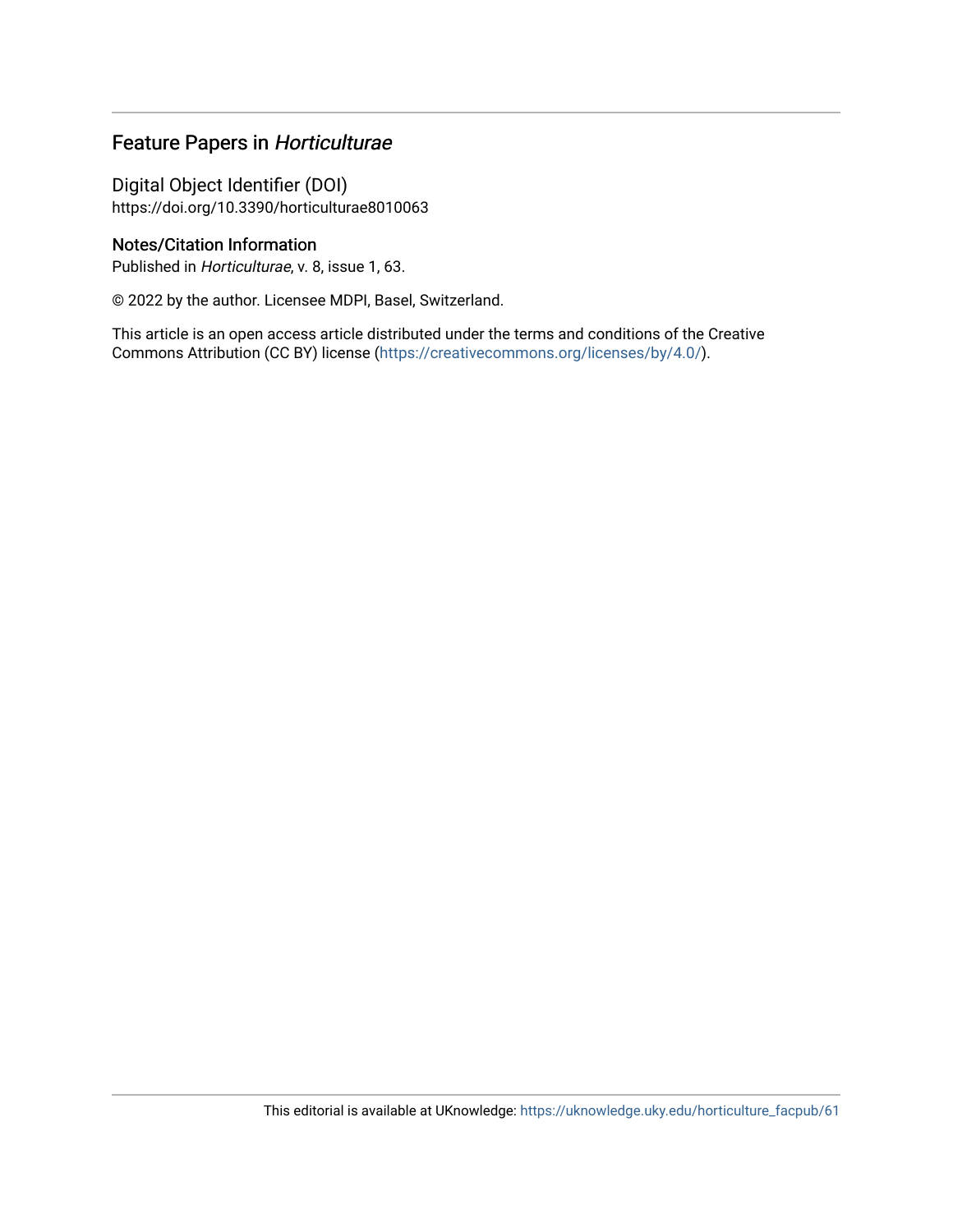## Feature Papers in *Horticulturae*

### Digital Object Identifier (DOI)

https://doi.org/10.3390/horticulturae8010063

### Notes/Citation Information

Published in *Horticulturae*, v. 8, issue 1, 63.

© 2022 by the author. Licensee MDPI, Basel, Switzerland.

This article is an open access article distributed under the terms and conditions of the Creative Commons Attribution (CC BY) license (https://creativecommons.org/licenses/by/4.0/).

This editorial is available at UKnowledge: https://uknowledge.uky.edu/horticulture_facpub/61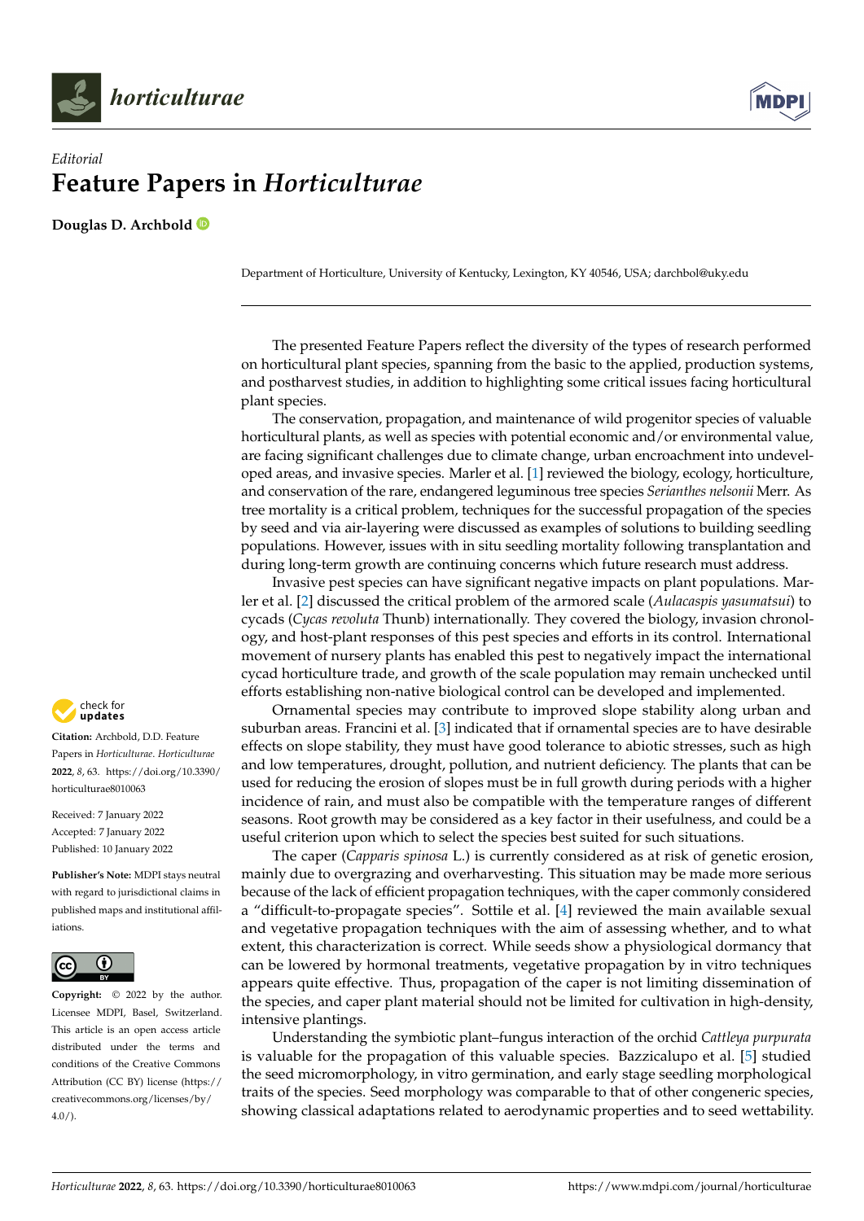*Editorial*

# Feature Papers in *Horticulturae*

**Douglas D. Archbold**

Department of Horticulture, University of Kentucky, Lexington, KY 40546, USA; darchbol@uky.edu

**Citation:** Archbold, D.D. Feature Papers in *Horticulturae*. *Horticulturae* **2022**, *8*, 63. https://doi.org/10.3390/horticulturae8010063

Received: 7 January 2022
Accepted: 7 January 2022
Published: 10 January 2022

**Publisher's Note:** MDPI stays neutral with regard to jurisdictional claims in published maps and institutional affiliations.

**Copyright:** © 2022 by the author. Licensee MDPI, Basel, Switzerland. This article is an open access article distributed under the terms and conditions of the Creative Commons Attribution (CC BY) license (https://creativecommons.org/licenses/by/4.0/).

The presented Feature Papers reflect the diversity of the types of research performed on horticultural plant species, spanning from the basic to the applied, production systems, and postharvest studies, in addition to highlighting some critical issues facing horticultural plant species.

The conservation, propagation, and maintenance of wild progenitor species of valuable horticultural plants, as well as species with potential economic and/or environmental value, are facing significant challenges due to climate change, urban encroachment into undeveloped areas, and invasive species. Marler et al. [1] reviewed the biology, ecology, horticulture, and conservation of the rare, endangered leguminous tree species *Serianthes nelsonii* Merr. As tree mortality is a critical problem, techniques for the successful propagation of the species by seed and via air-layering were discussed as examples of solutions to building seedling populations. However, issues with in situ seedling mortality following transplantation and during long-term growth are continuing concerns which future research must address.

Invasive pest species can have significant negative impacts on plant populations. Marler et al. [2] discussed the critical problem of the armored scale (*Aulacaspis yasumatsui*) to cycads (*Cycas revoluta* Thunb) internationally. They covered the biology, invasion chronology, and host-plant responses of this pest species and efforts in its control. International movement of nursery plants has enabled this pest to negatively impact the international cycad horticulture trade, and growth of the scale population may remain unchecked until efforts establishing non-native biological control can be developed and implemented.

Ornamental species may contribute to improved slope stability along urban and suburban areas. Francini et al. [3] indicated that if ornamental species are to have desirable effects on slope stability, they must have good tolerance to abiotic stresses, such as high and low temperatures, drought, pollution, and nutrient deficiency. The plants that can be used for reducing the erosion of slopes must be in full growth during periods with a higher incidence of rain, and must also be compatible with the temperature ranges of different seasons. Root growth may be considered as a key factor in their usefulness, and could be a useful criterion upon which to select the species best suited for such situations.

The caper (*Capparis spinosa* L.) is currently considered as at risk of genetic erosion, mainly due to overgrazing and overharvesting. This situation may be made more serious because of the lack of efficient propagation techniques, with the caper commonly considered a "difficult-to-propagate species". Sottile et al. [4] reviewed the main available sexual and vegetative propagation techniques with the aim of assessing whether, and to what extent, this characterization is correct. While seeds show a physiological dormancy that can be lowered by hormonal treatments, vegetative propagation by in vitro techniques appears quite effective. Thus, propagation of the caper is not limiting dissemination of the species, and caper plant material should not be limited for cultivation in high-density, intensive plantings.

Understanding the symbiotic plant–fungus interaction of the orchid *Cattleya purpurata* is valuable for the propagation of this valuable species. Bazzicalupo et al. [5] studied the seed micromorphology, in vitro germination, and early stage seedling morphological traits of the species. Seed morphology was comparable to that of other congeneric species, showing classical adaptations related to aerodynamic properties and to seed wettability.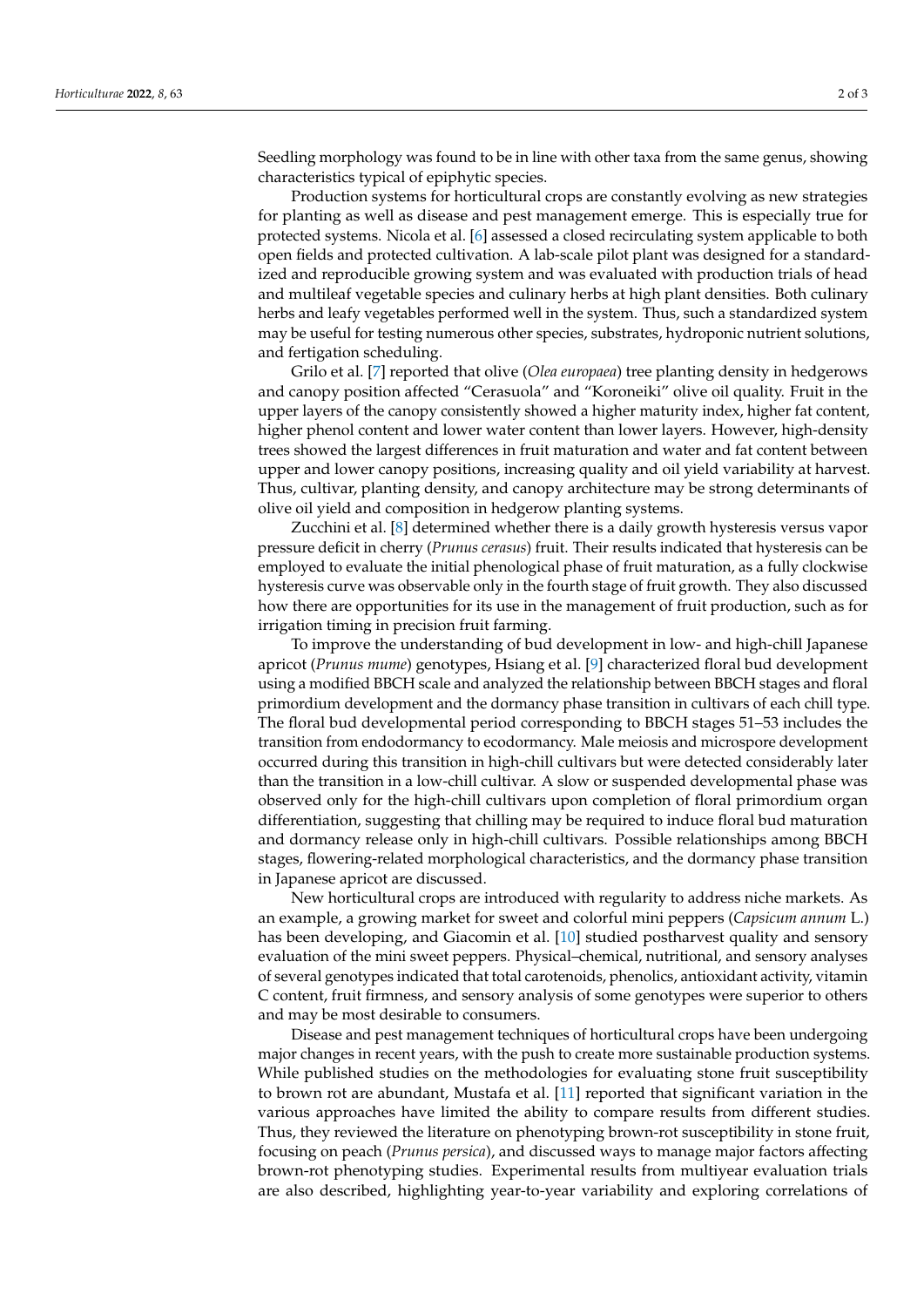Seedling morphology was found to be in line with other taxa from the same genus, showing characteristics typical of epiphytic species.

Production systems for horticultural crops are constantly evolving as new strategies for planting as well as disease and pest management emerge. This is especially true for protected systems. Nicola et al. [6] assessed a closed recirculating system applicable to both open fields and protected cultivation. A lab-scale pilot plant was designed for a standardized and reproducible growing system and was evaluated with production trials of head and multileaf vegetable species and culinary herbs at high plant densities. Both culinary herbs and leafy vegetables performed well in the system. Thus, such a standardized system may be useful for testing numerous other species, substrates, hydroponic nutrient solutions, and fertigation scheduling.

Grilo et al. [7] reported that olive (*Olea europaea*) tree planting density in hedgerows and canopy position affected "Cerasuola" and "Koroneiki" olive oil quality. Fruit in the upper layers of the canopy consistently showed a higher maturity index, higher fat content, higher phenol content and lower water content than lower layers. However, high-density trees showed the largest differences in fruit maturation and water and fat content between upper and lower canopy positions, increasing quality and oil yield variability at harvest. Thus, cultivar, planting density, and canopy architecture may be strong determinants of olive oil yield and composition in hedgerow planting systems.

Zucchini et al. [8] determined whether there is a daily growth hysteresis versus vapor pressure deficit in cherry (*Prunus cerasus*) fruit. Their results indicated that hysteresis can be employed to evaluate the initial phenological phase of fruit maturation, as a fully clockwise hysteresis curve was observable only in the fourth stage of fruit growth. They also discussed how there are opportunities for its use in the management of fruit production, such as for irrigation timing in precision fruit farming.

To improve the understanding of bud development in low- and high-chill Japanese apricot (*Prunus mume*) genotypes, Hsiang et al. [9] characterized floral bud development using a modified BBCH scale and analyzed the relationship between BBCH stages and floral primordium development and the dormancy phase transition in cultivars of each chill type. The floral bud developmental period corresponding to BBCH stages 51–53 includes the transition from endodormancy to ecodormancy. Male meiosis and microspore development occurred during this transition in high-chill cultivars but were detected considerably later than the transition in a low-chill cultivar. A slow or suspended developmental phase was observed only for the high-chill cultivars upon completion of floral primordium organ differentiation, suggesting that chilling may be required to induce floral bud maturation and dormancy release only in high-chill cultivars. Possible relationships among BBCH stages, flowering-related morphological characteristics, and the dormancy phase transition in Japanese apricot are discussed.

New horticultural crops are introduced with regularity to address niche markets. As an example, a growing market for sweet and colorful mini peppers (*Capsicum annum* L.) has been developing, and Giacomin et al. [10] studied postharvest quality and sensory evaluation of the mini sweet peppers. Physical–chemical, nutritional, and sensory analyses of several genotypes indicated that total carotenoids, phenolics, antioxidant activity, vitamin C content, fruit firmness, and sensory analysis of some genotypes were superior to others and may be most desirable to consumers.

Disease and pest management techniques of horticultural crops have been undergoing major changes in recent years, with the push to create more sustainable production systems. While published studies on the methodologies for evaluating stone fruit susceptibility to brown rot are abundant, Mustafa et al. [11] reported that significant variation in the various approaches have limited the ability to compare results from different studies. Thus, they reviewed the literature on phenotyping brown-rot susceptibility in stone fruit, focusing on peach (*Prunus persica*), and discussed ways to manage major factors affecting brown-rot phenotyping studies. Experimental results from multiyear evaluation trials are also described, highlighting year-to-year variability and exploring correlations of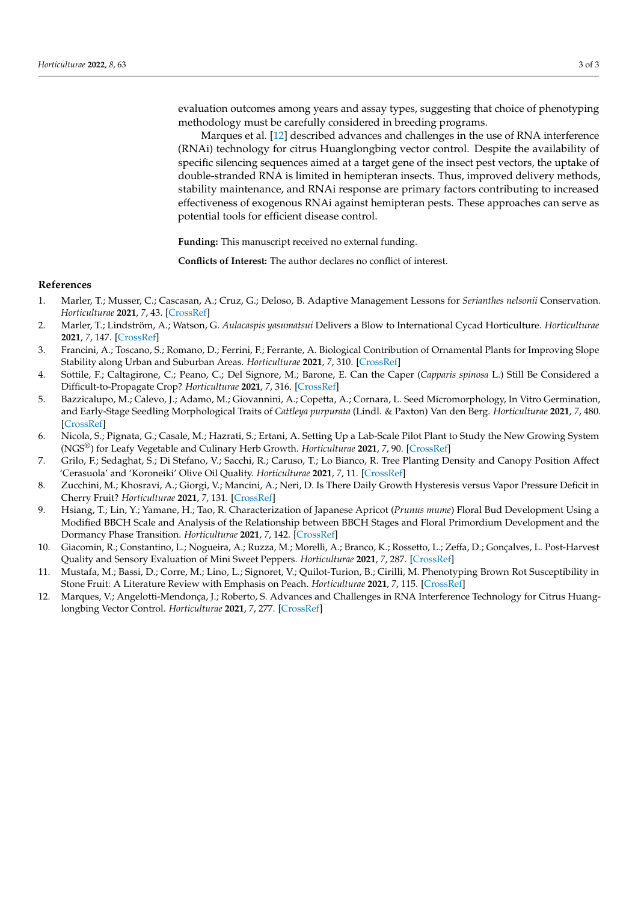evaluation outcomes among years and assay types, suggesting that choice of phenotyping methodology must be carefully considered in breeding programs.

Marques et al. [12] described advances and challenges in the use of RNA interference (RNAi) technology for citrus Huanglongbing vector control. Despite the availability of specific silencing sequences aimed at a target gene of the insect pest vectors, the uptake of double-stranded RNA is limited in hemipteran insects. Thus, improved delivery methods, stability maintenance, and RNAi response are primary factors contributing to increased effectiveness of exogenous RNAi against hemipteran pests. These approaches can serve as potential tools for efficient disease control.

**Funding:** This manuscript received no external funding.

**Conflicts of Interest:** The author declares no conflict of interest.

## References

1. Marler, T.; Musser, C.; Cascasan, A.; Cruz, G.; Deloso, B. Adaptive Management Lessons for *Serianthes nelsonii* Conservation. *Horticulturae* **2021**, *7*, 43. [CrossRef]
2. Marler, T.; Lindström, A.; Watson, G. *Aulacaspis yasumatsui* Delivers a Blow to International Cycad Horticulture. *Horticulturae* **2021**, *7*, 147. [CrossRef]
3. Francini, A.; Toscano, S.; Romano, D.; Ferrini, F.; Ferrante, A. Biological Contribution of Ornamental Plants for Improving Slope Stability along Urban and Suburban Areas. *Horticulturae* **2021**, *7*, 310. [CrossRef]
4. Sottile, F.; Caltagirone, C.; Peano, C.; Del Signore, M.; Barone, E. Can the Caper (*Capparis spinosa* L.) Still Be Considered a Difficult-to-Propagate Crop? *Horticulturae* **2021**, *7*, 316. [CrossRef]
5. Bazzicalupo, M.; Calevo, J.; Adamo, M.; Giovannini, A.; Copetta, A.; Cornara, L. Seed Micromorphology, In Vitro Germination, and Early-Stage Seedling Morphological Traits of *Cattleya purpurata* (Lindl. & Paxton) Van den Berg. *Horticulturae* **2021**, *7*, 480. [CrossRef]
6. Nicola, S.; Pignata, G.; Casale, M.; Hazrati, S.; Ertani, A. Setting Up a Lab-Scale Pilot Plant to Study the New Growing System (NGS®) for Leafy Vegetable and Culinary Herb Growth. *Horticulturae* **2021**, *7*, 90. [CrossRef]
7. Grilo, F.; Sedaghat, S.; Di Stefano, V.; Sacchi, R.; Caruso, T.; Lo Bianco, R. Tree Planting Density and Canopy Position Affect 'Cerasuola' and 'Koroneiki' Olive Oil Quality. *Horticulturae* **2021**, *7*, 11. [CrossRef]
8. Zucchini, M.; Khosravi, A.; Giorgi, V.; Mancini, A.; Neri, D. Is There Daily Growth Hysteresis versus Vapor Pressure Deficit in Cherry Fruit? *Horticulturae* **2021**, *7*, 131. [CrossRef]
9. Hsiang, T.; Lin, Y.; Yamane, H.; Tao, R. Characterization of Japanese Apricot (*Prunus mume*) Floral Bud Development Using a Modified BBCH Scale and Analysis of the Relationship between BBCH Stages and Floral Primordium Development and the Dormancy Phase Transition. *Horticulturae* **2021**, *7*, 142. [CrossRef]
10. Giacomin, R.; Constantino, L.; Nogueira, A.; Ruzza, M.; Morelli, A.; Branco, K.; Rossetto, L.; Zeffa, D.; Gonçalves, L. Post-Harvest Quality and Sensory Evaluation of Mini Sweet Peppers. *Horticulturae* **2021**, *7*, 287. [CrossRef]
11. Mustafa, M.; Bassi, D.; Corre, M.; Lino, L.; Signoret, V.; Quilot-Turion, B.; Cirilli, M. Phenotyping Brown Rot Susceptibility in Stone Fruit: A Literature Review with Emphasis on Peach. *Horticulturae* **2021**, *7*, 115. [CrossRef]
12. Marques, V.; Angelotti-Mendonça, J.; Roberto, S. Advances and Challenges in RNA Interference Technology for Citrus Huanglongbing Vector Control. *Horticulturae* **2021**, *7*, 277. [CrossRef]